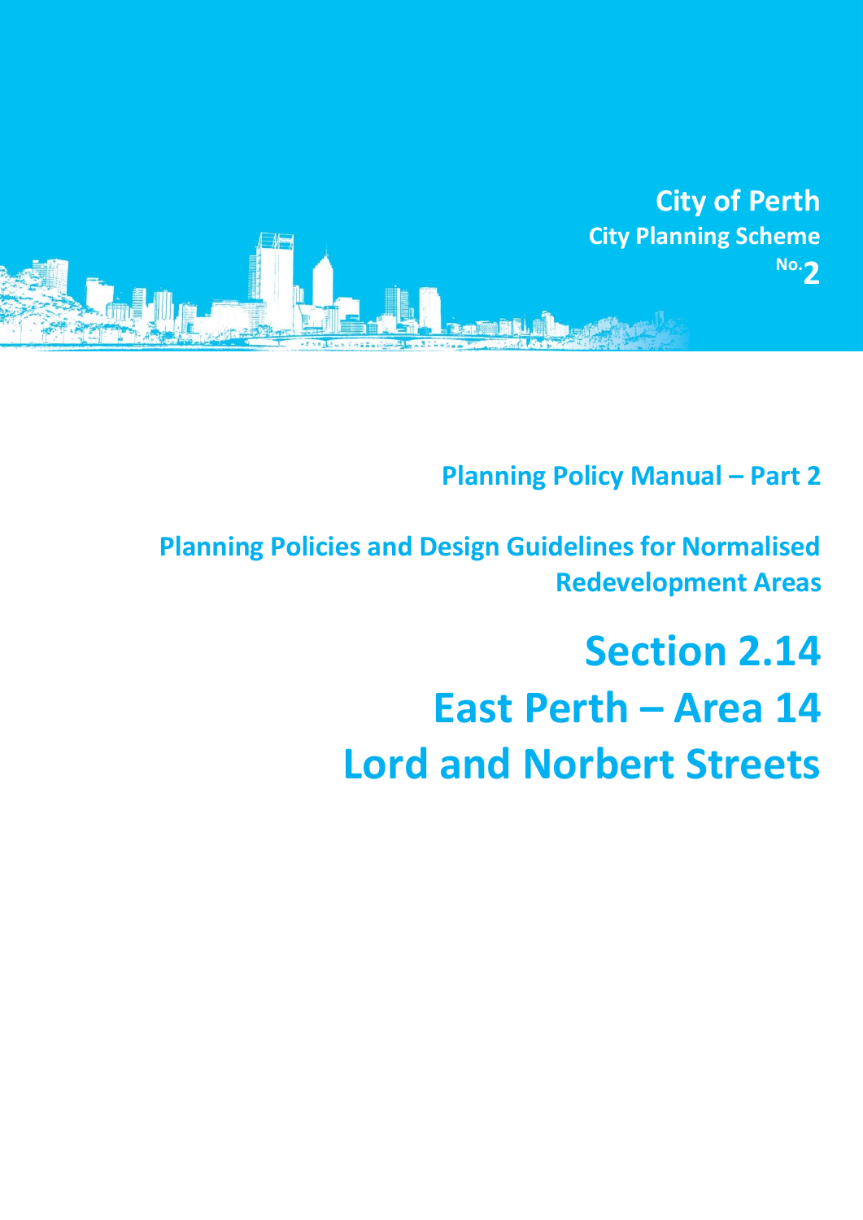**City of Perth**

**City Planning Scheme No. 2**

## Planning Policy Manual – Part 2

## Planning Policies and Design Guidelines for Normalised Redevelopment Areas

# Section 2.14

# East Perth – Area 14

# Lord and Norbert Streets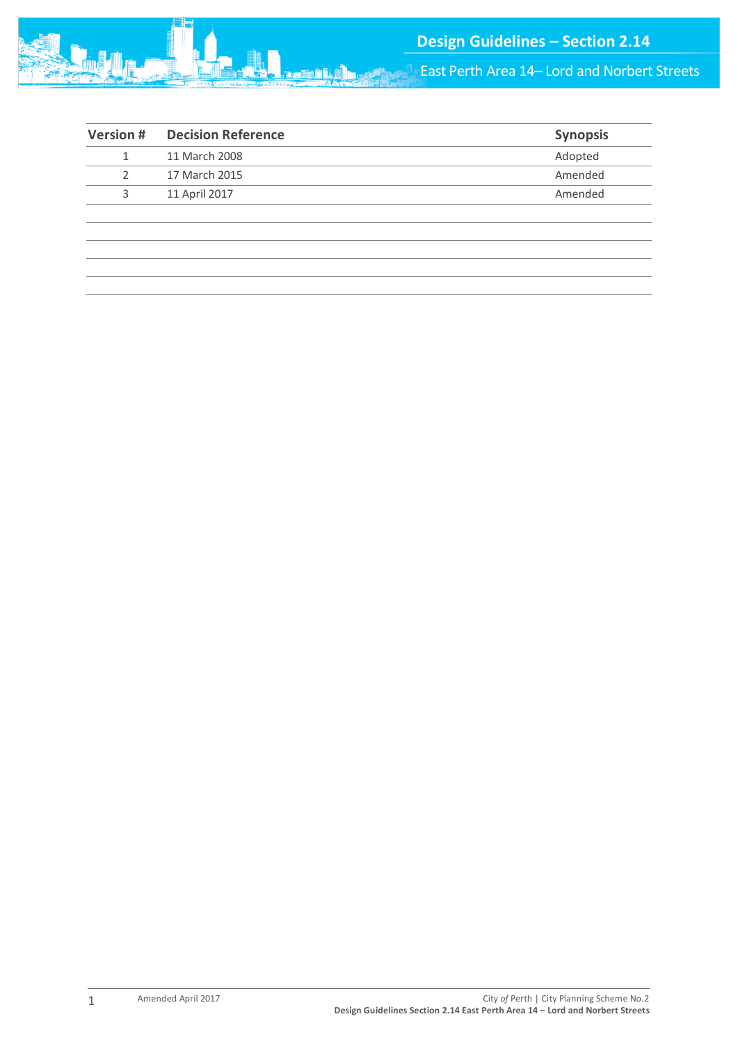| Version # | Decision Reference | Synopsis |
|---|---|---|
| 1 | 11 March 2008 | Adopted |
| 2 | 17 March 2015 | Amended |
| 3 | 11 April 2017 | Amended |
| | | |
| | | |
| | | |
| | | |
| | | |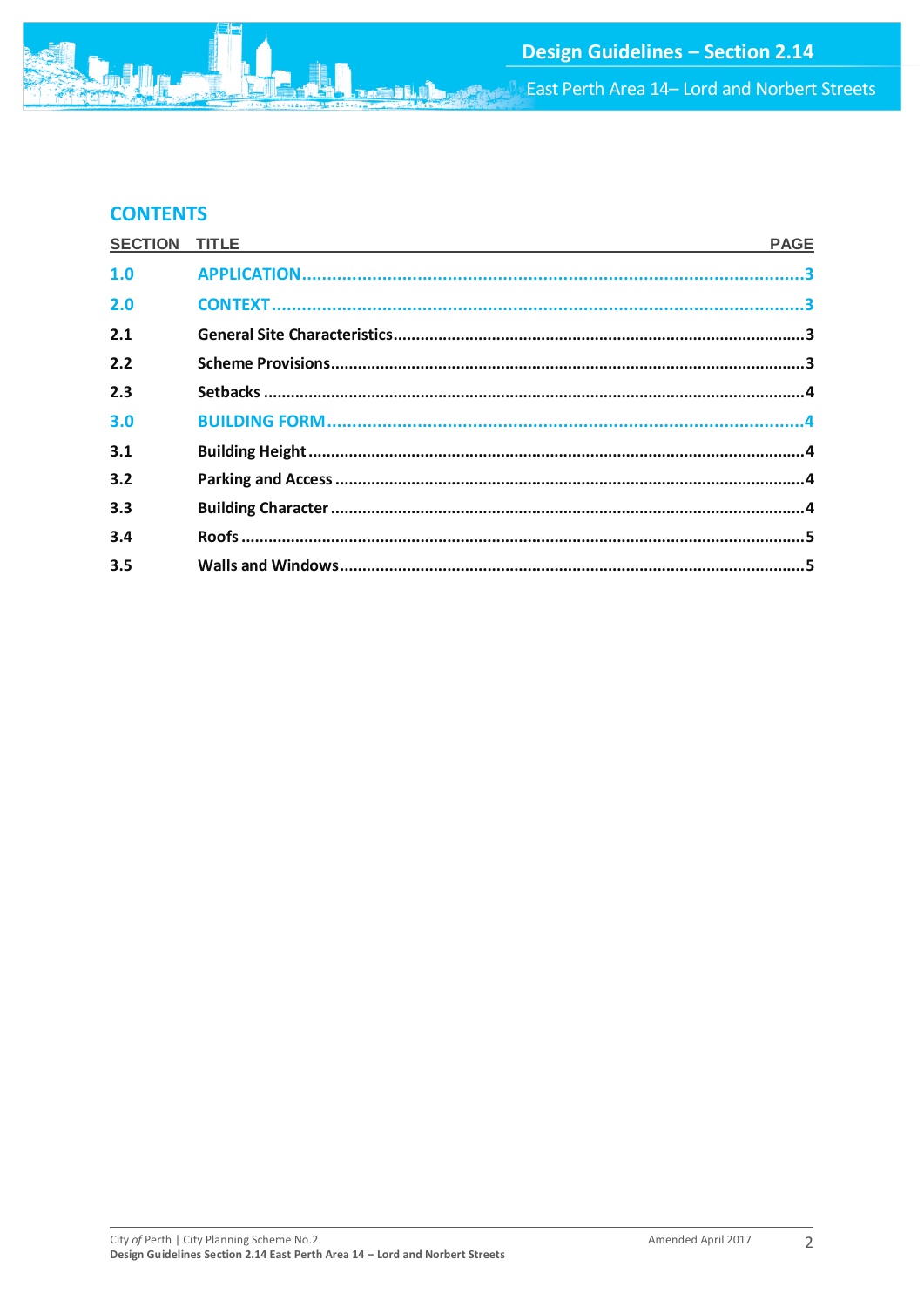## CONTENTS

| SECTION | TITLE | PAGE |
|---|---|---|
| 1.0 | APPLICATION | 3 |
| 2.0 | CONTEXT | 3 |
| 2.1 | General Site Characteristics | 3 |
| 2.2 | Scheme Provisions | 3 |
| 2.3 | Setbacks | 4 |
| 3.0 | BUILDING FORM | 4 |
| 3.1 | Building Height | 4 |
| 3.2 | Parking and Access | 4 |
| 3.3 | Building Character | 4 |
| 3.4 | Roofs | 5 |
| 3.5 | Walls and Windows | 5 |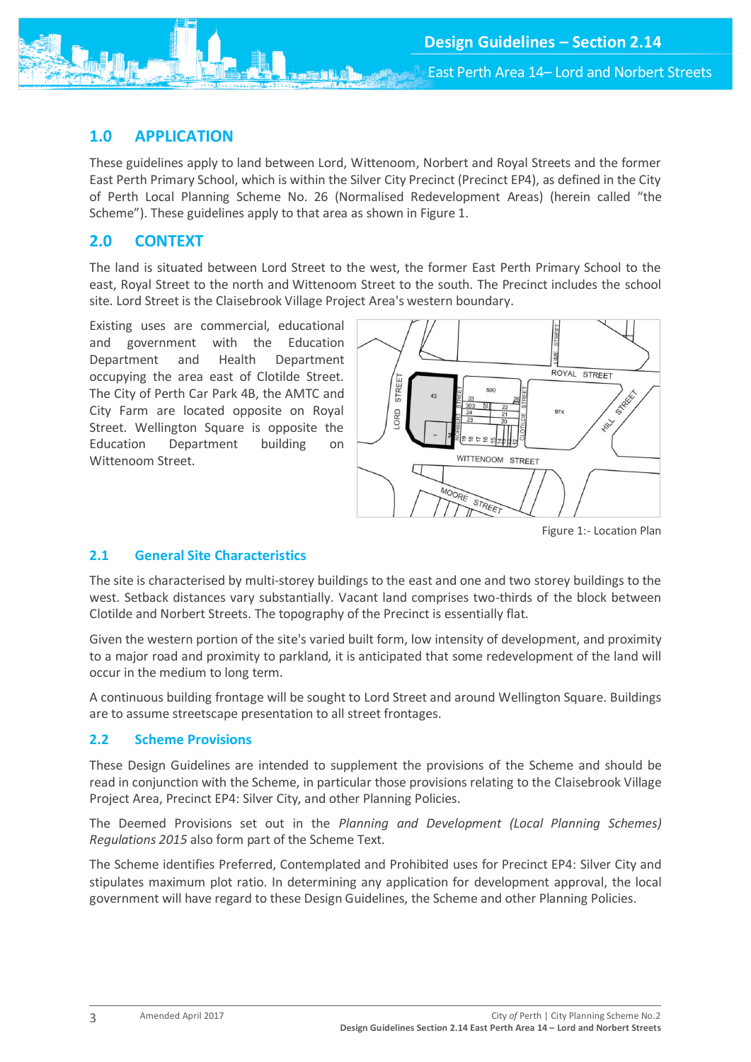## 1.0 APPLICATION

These guidelines apply to land between Lord, Wittenoom, Norbert and Royal Streets and the former East Perth Primary School, which is within the Silver City Precinct (Precinct EP4), as defined in the City of Perth Local Planning Scheme No. 26 (Normalised Redevelopment Areas) (herein called "the Scheme"). These guidelines apply to that area as shown in Figure 1.

## 2.0 CONTEXT

The land is situated between Lord Street to the west, the former East Perth Primary School to the east, Royal Street to the north and Wittenoom Street to the south. The Precinct includes the school site. Lord Street is the Claisebrook Village Project Area's western boundary.

Existing uses are commercial, educational and government with the Education Department and Health Department occupying the area east of Clotilde Street. The City of Perth Car Park 4B, the AMTC and City Farm are located opposite on Royal Street. Wellington Square is opposite the Education Department building on Wittenoom Street.

Figure 1:- Location Plan

### 2.1 General Site Characteristics

The site is characterised by multi-storey buildings to the east and one and two storey buildings to the west. Setback distances vary substantially. Vacant land comprises two-thirds of the block between Clotilde and Norbert Streets. The topography of the Precinct is essentially flat.

Given the western portion of the site's varied built form, low intensity of development, and proximity to a major road and proximity to parkland, it is anticipated that some redevelopment of the land will occur in the medium to long term.

A continuous building frontage will be sought to Lord Street and around Wellington Square. Buildings are to assume streetscape presentation to all street frontages.

### 2.2 Scheme Provisions

These Design Guidelines are intended to supplement the provisions of the Scheme and should be read in conjunction with the Scheme, in particular those provisions relating to the Claisebrook Village Project Area, Precinct EP4: Silver City, and other Planning Policies.

The Deemed Provisions set out in the *Planning and Development (Local Planning Schemes) Regulations 2015* also form part of the Scheme Text.

The Scheme identifies Preferred, Contemplated and Prohibited uses for Precinct EP4: Silver City and stipulates maximum plot ratio. In determining any application for development approval, the local government will have regard to these Design Guidelines, the Scheme and other Planning Policies.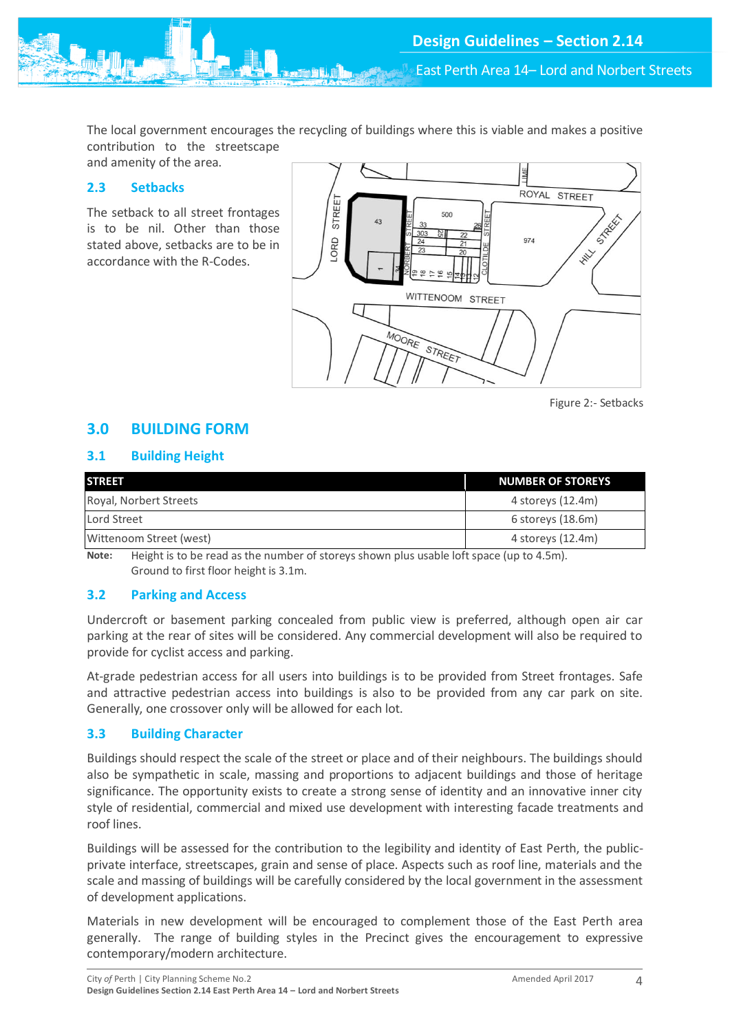The local government encourages the recycling of buildings where this is viable and makes a positive contribution to the streetscape and amenity of the area.

### 2.3 Setbacks

The setback to all street frontages is to be nil. Other than those stated above, setbacks are to be in accordance with the R-Codes.

Figure 2:- Setbacks

## 3.0 BUILDING FORM

### 3.1 Building Height

| STREET | NUMBER OF STOREYS |
|---|---|
| Royal, Norbert Streets | 4 storeys (12.4m) |
| Lord Street | 6 storeys (18.6m) |
| Wittenoom Street (west) | 4 storeys (12.4m) |

**Note:** Height is to be read as the number of storeys shown plus usable loft space (up to 4.5m). Ground to first floor height is 3.1m.

### 3.2 Parking and Access

Undercroft or basement parking concealed from public view is preferred, although open air car parking at the rear of sites will be considered. Any commercial development will also be required to provide for cyclist access and parking.

At-grade pedestrian access for all users into buildings is to be provided from Street frontages. Safe and attractive pedestrian access into buildings is also to be provided from any car park on site. Generally, one crossover only will be allowed for each lot.

### 3.3 Building Character

Buildings should respect the scale of the street or place and of their neighbours. The buildings should also be sympathetic in scale, massing and proportions to adjacent buildings and those of heritage significance. The opportunity exists to create a strong sense of identity and an innovative inner city style of residential, commercial and mixed use development with interesting facade treatments and roof lines.

Buildings will be assessed for the contribution to the legibility and identity of East Perth, the public-private interface, streetscapes, grain and sense of place. Aspects such as roof line, materials and the scale and massing of buildings will be carefully considered by the local government in the assessment of development applications.

Materials in new development will be encouraged to complement those of the East Perth area generally. The range of building styles in the Precinct gives the encouragement to expressive contemporary/modern architecture.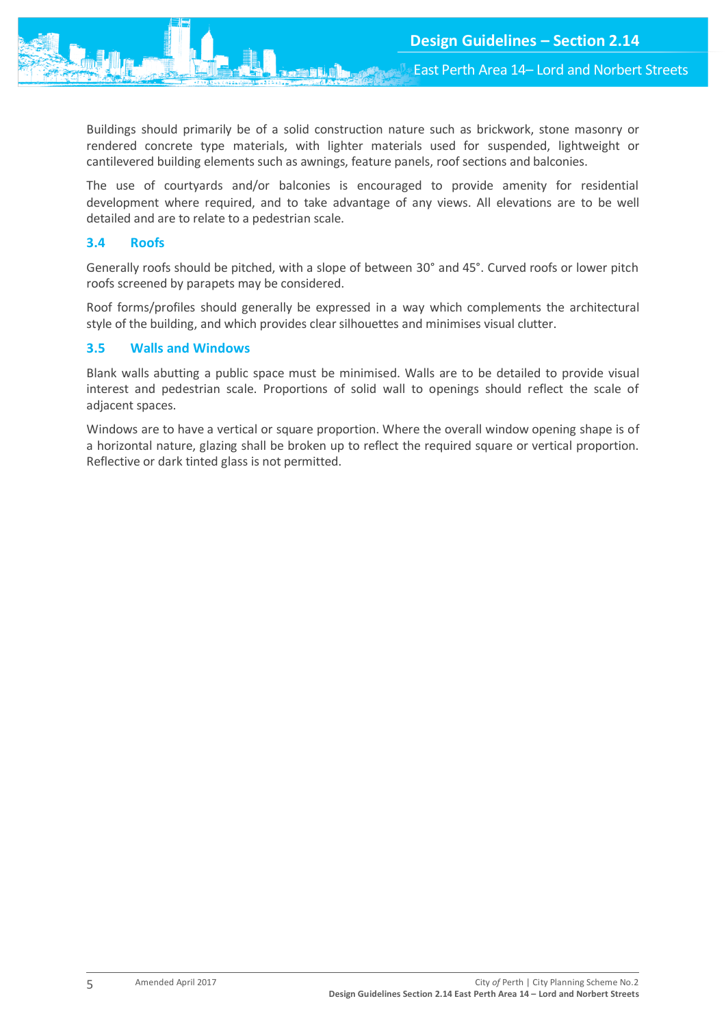Buildings should primarily be of a solid construction nature such as brickwork, stone masonry or rendered concrete type materials, with lighter materials used for suspended, lightweight or cantilevered building elements such as awnings, feature panels, roof sections and balconies.

The use of courtyards and/or balconies is encouraged to provide amenity for residential development where required, and to take advantage of any views. All elevations are to be well detailed and are to relate to a pedestrian scale.

### 3.4 Roofs

Generally roofs should be pitched, with a slope of between 30° and 45°. Curved roofs or lower pitch roofs screened by parapets may be considered.

Roof forms/profiles should generally be expressed in a way which complements the architectural style of the building, and which provides clear silhouettes and minimises visual clutter.

### 3.5 Walls and Windows

Blank walls abutting a public space must be minimised. Walls are to be detailed to provide visual interest and pedestrian scale. Proportions of solid wall to openings should reflect the scale of adjacent spaces.

Windows are to have a vertical or square proportion. Where the overall window opening shape is of a horizontal nature, glazing shall be broken up to reflect the required square or vertical proportion. Reflective or dark tinted glass is not permitted.